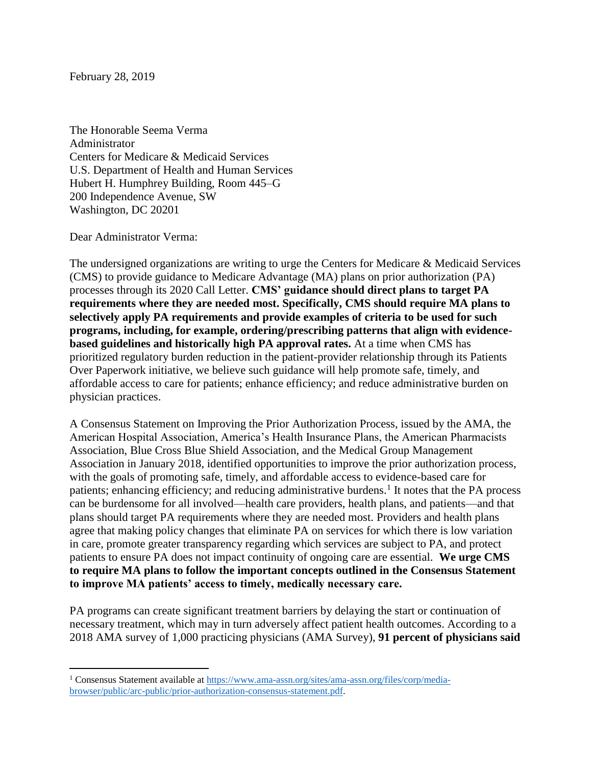February 28, 2019

The Honorable Seema Verma
Administrator
Centers for Medicare & Medicaid Services
U.S. Department of Health and Human Services
Hubert H. Humphrey Building, Room 445–G
200 Independence Avenue, SW
Washington, DC 20201

Dear Administrator Verma:

The undersigned organizations are writing to urge the Centers for Medicare & Medicaid Services (CMS) to provide guidance to Medicare Advantage (MA) plans on prior authorization (PA) processes through its 2020 Call Letter. **CMS' guidance should direct plans to target PA requirements where they are needed most. Specifically, CMS should require MA plans to selectively apply PA requirements and provide examples of criteria to be used for such programs, including, for example, ordering/prescribing patterns that align with evidence-based guidelines and historically high PA approval rates.** At a time when CMS has prioritized regulatory burden reduction in the patient-provider relationship through its Patients Over Paperwork initiative, we believe such guidance will help promote safe, timely, and affordable access to care for patients; enhance efficiency; and reduce administrative burden on physician practices.

A Consensus Statement on Improving the Prior Authorization Process, issued by the AMA, the American Hospital Association, America's Health Insurance Plans, the American Pharmacists Association, Blue Cross Blue Shield Association, and the Medical Group Management Association in January 2018, identified opportunities to improve the prior authorization process, with the goals of promoting safe, timely, and affordable access to evidence-based care for patients; enhancing efficiency; and reducing administrative burdens.[1] It notes that the PA process can be burdensome for all involved—health care providers, health plans, and patients—and that plans should target PA requirements where they are needed most. Providers and health plans agree that making policy changes that eliminate PA on services for which there is low variation in care, promote greater transparency regarding which services are subject to PA, and protect patients to ensure PA does not impact continuity of ongoing care are essential. **We urge CMS to require MA plans to follow the important concepts outlined in the Consensus Statement to improve MA patients' access to timely, medically necessary care.**

PA programs can create significant treatment barriers by delaying the start or continuation of necessary treatment, which may in turn adversely affect patient health outcomes. According to a 2018 AMA survey of 1,000 practicing physicians (AMA Survey), **91 percent of physicians said**

[1] Consensus Statement available at https://www.ama-assn.org/sites/ama-assn.org/files/corp/media-browser/public/arc-public/prior-authorization-consensus-statement.pdf.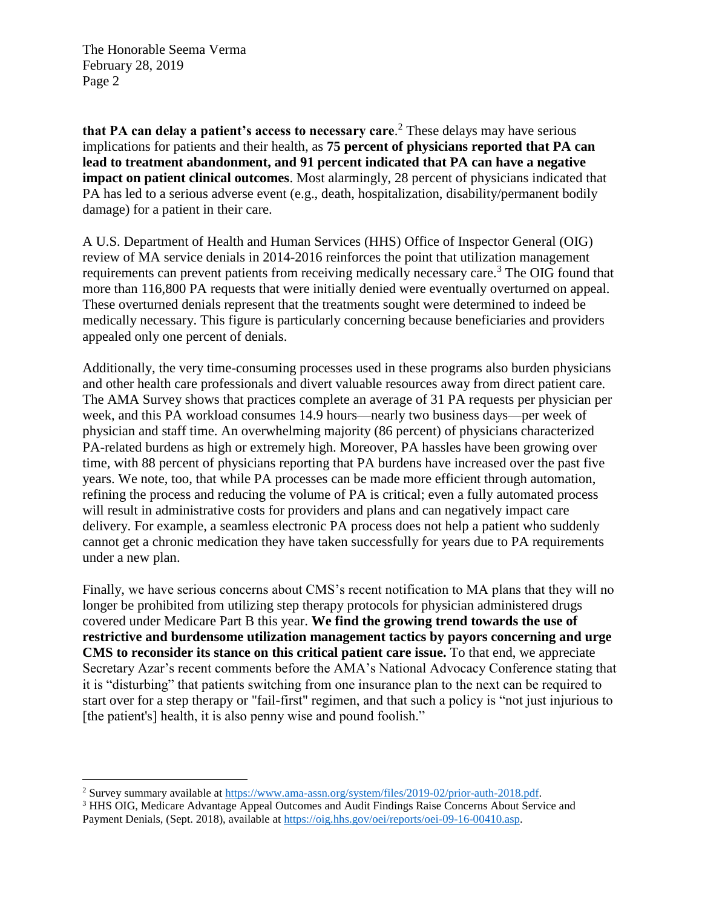**that PA can delay a patient's access to necessary care**.[2] These delays may have serious implications for patients and their health, as **75 percent of physicians reported that PA can lead to treatment abandonment, and 91 percent indicated that PA can have a negative impact on patient clinical outcomes**. Most alarmingly, 28 percent of physicians indicated that PA has led to a serious adverse event (e.g., death, hospitalization, disability/permanent bodily damage) for a patient in their care.

A U.S. Department of Health and Human Services (HHS) Office of Inspector General (OIG) review of MA service denials in 2014-2016 reinforces the point that utilization management requirements can prevent patients from receiving medically necessary care.[3] The OIG found that more than 116,800 PA requests that were initially denied were eventually overturned on appeal. These overturned denials represent that the treatments sought were determined to indeed be medically necessary. This figure is particularly concerning because beneficiaries and providers appealed only one percent of denials.

Additionally, the very time-consuming processes used in these programs also burden physicians and other health care professionals and divert valuable resources away from direct patient care. The AMA Survey shows that practices complete an average of 31 PA requests per physician per week, and this PA workload consumes 14.9 hours—nearly two business days—per week of physician and staff time. An overwhelming majority (86 percent) of physicians characterized PA-related burdens as high or extremely high. Moreover, PA hassles have been growing over time, with 88 percent of physicians reporting that PA burdens have increased over the past five years. We note, too, that while PA processes can be made more efficient through automation, refining the process and reducing the volume of PA is critical; even a fully automated process will result in administrative costs for providers and plans and can negatively impact care delivery. For example, a seamless electronic PA process does not help a patient who suddenly cannot get a chronic medication they have taken successfully for years due to PA requirements under a new plan.

Finally, we have serious concerns about CMS's recent notification to MA plans that they will no longer be prohibited from utilizing step therapy protocols for physician administered drugs covered under Medicare Part B this year. **We find the growing trend towards the use of restrictive and burdensome utilization management tactics by payors concerning and urge CMS to reconsider its stance on this critical patient care issue.** To that end, we appreciate Secretary Azar's recent comments before the AMA's National Advocacy Conference stating that it is "disturbing" that patients switching from one insurance plan to the next can be required to start over for a step therapy or "fail-first" regimen, and that such a policy is "not just injurious to [the patient's] health, it is also penny wise and pound foolish."

---

[2] Survey summary available at https://www.ama-assn.org/system/files/2019-02/prior-auth-2018.pdf.

[3] HHS OIG, Medicare Advantage Appeal Outcomes and Audit Findings Raise Concerns About Service and Payment Denials, (Sept. 2018), available at https://oig.hhs.gov/oei/reports/oei-09-16-00410.asp.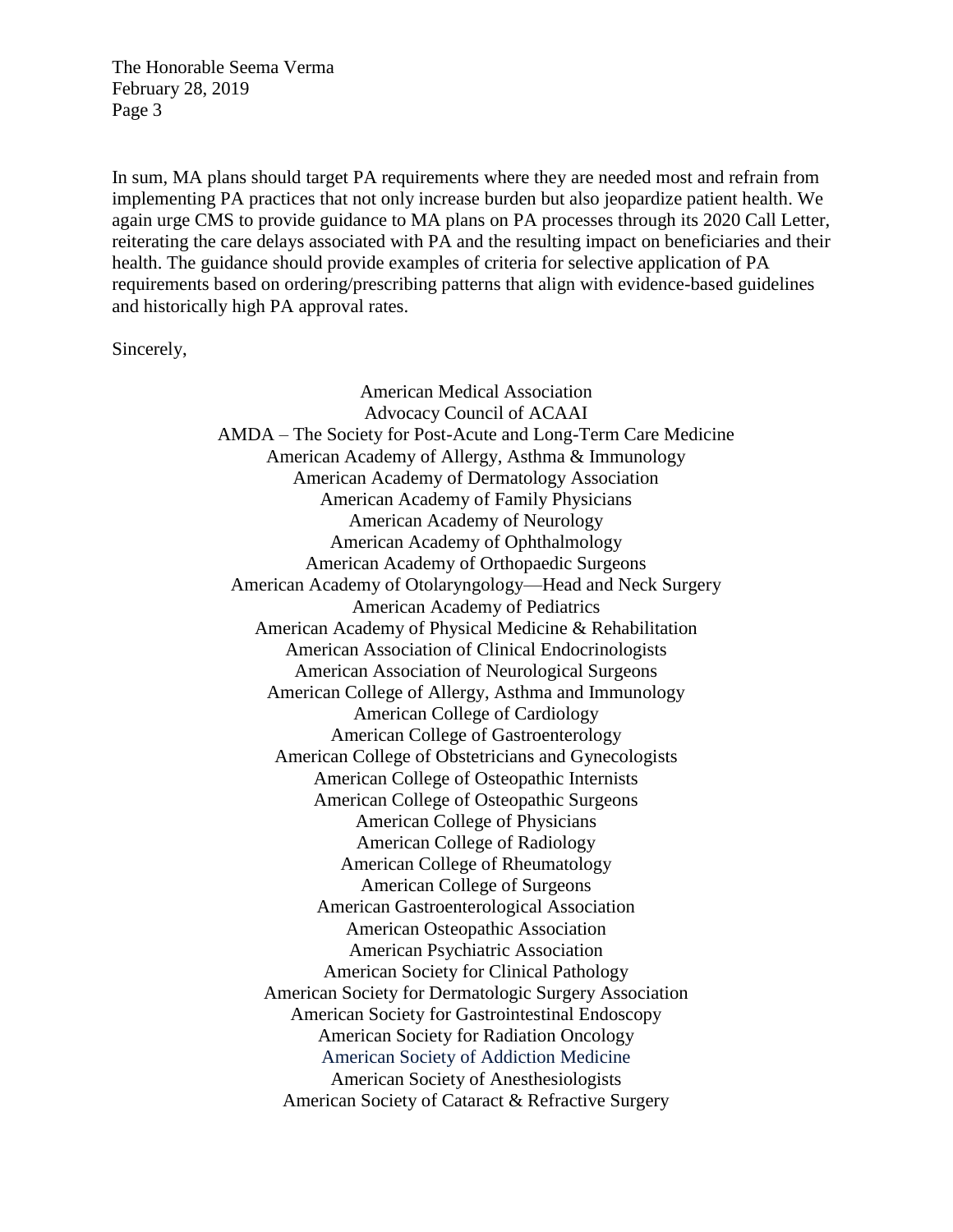In sum, MA plans should target PA requirements where they are needed most and refrain from implementing PA practices that not only increase burden but also jeopardize patient health. We again urge CMS to provide guidance to MA plans on PA processes through its 2020 Call Letter, reiterating the care delays associated with PA and the resulting impact on beneficiaries and their health. The guidance should provide examples of criteria for selective application of PA requirements based on ordering/prescribing patterns that align with evidence-based guidelines and historically high PA approval rates.

Sincerely,

American Medical Association
Advocacy Council of ACAAI
AMDA – The Society for Post-Acute and Long-Term Care Medicine
American Academy of Allergy, Asthma & Immunology
American Academy of Dermatology Association
American Academy of Family Physicians
American Academy of Neurology
American Academy of Ophthalmology
American Academy of Orthopaedic Surgeons
American Academy of Otolaryngology—Head and Neck Surgery
American Academy of Pediatrics
American Academy of Physical Medicine & Rehabilitation
American Association of Clinical Endocrinologists
American Association of Neurological Surgeons
American College of Allergy, Asthma and Immunology
American College of Cardiology
American College of Gastroenterology
American College of Obstetricians and Gynecologists
American College of Osteopathic Internists
American College of Osteopathic Surgeons
American College of Physicians
American College of Radiology
American College of Rheumatology
American College of Surgeons
American Gastroenterological Association
American Osteopathic Association
American Psychiatric Association
American Society for Clinical Pathology
American Society for Dermatologic Surgery Association
American Society for Gastrointestinal Endoscopy
American Society for Radiation Oncology
American Society of Addiction Medicine
American Society of Anesthesiologists
American Society of Cataract & Refractive Surgery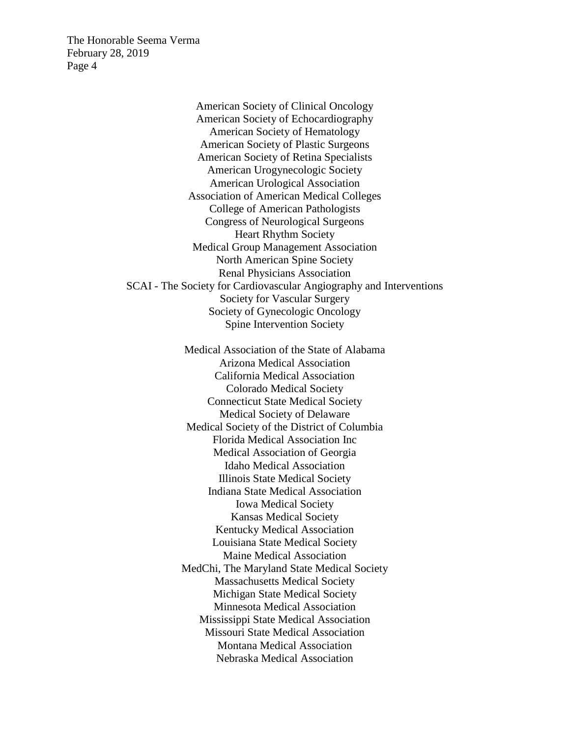American Society of Clinical Oncology
American Society of Echocardiography
American Society of Hematology
American Society of Plastic Surgeons
American Society of Retina Specialists
American Urogynecologic Society
American Urological Association
Association of American Medical Colleges
College of American Pathologists
Congress of Neurological Surgeons
Heart Rhythm Society
Medical Group Management Association
North American Spine Society
Renal Physicians Association
SCAI - The Society for Cardiovascular Angiography and Interventions
Society for Vascular Surgery
Society of Gynecologic Oncology
Spine Intervention Society

Medical Association of the State of Alabama
Arizona Medical Association
California Medical Association
Colorado Medical Society
Connecticut State Medical Society
Medical Society of Delaware
Medical Society of the District of Columbia
Florida Medical Association Inc
Medical Association of Georgia
Idaho Medical Association
Illinois State Medical Society
Indiana State Medical Association
Iowa Medical Society
Kansas Medical Society
Kentucky Medical Association
Louisiana State Medical Society
Maine Medical Association
MedChi, The Maryland State Medical Society
Massachusetts Medical Society
Michigan State Medical Society
Minnesota Medical Association
Mississippi State Medical Association
Missouri State Medical Association
Montana Medical Association
Nebraska Medical Association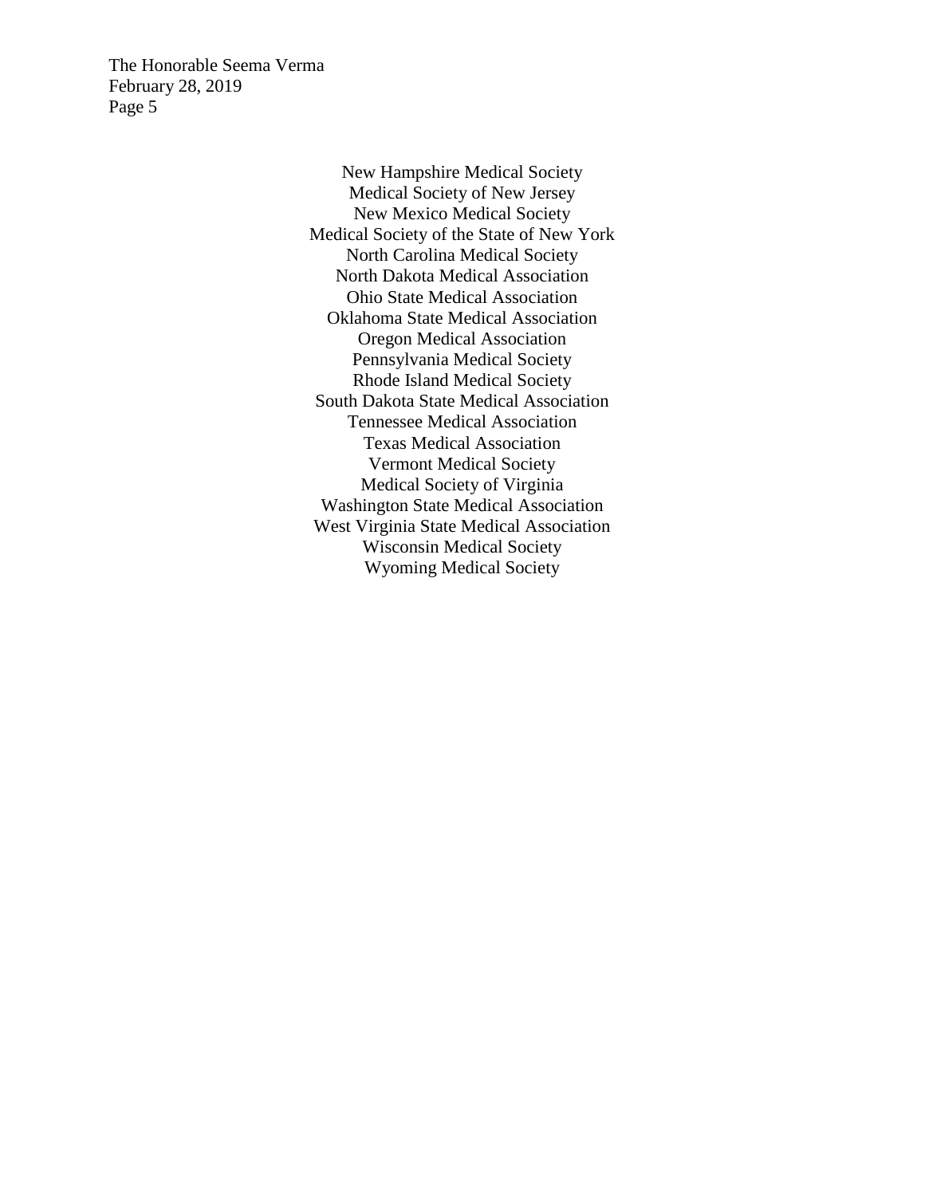New Hampshire Medical Society
Medical Society of New Jersey
New Mexico Medical Society
Medical Society of the State of New York
North Carolina Medical Society
North Dakota Medical Association
Ohio State Medical Association
Oklahoma State Medical Association
Oregon Medical Association
Pennsylvania Medical Society
Rhode Island Medical Society
South Dakota State Medical Association
Tennessee Medical Association
Texas Medical Association
Vermont Medical Society
Medical Society of Virginia
Washington State Medical Association
West Virginia State Medical Association
Wisconsin Medical Society
Wyoming Medical Society